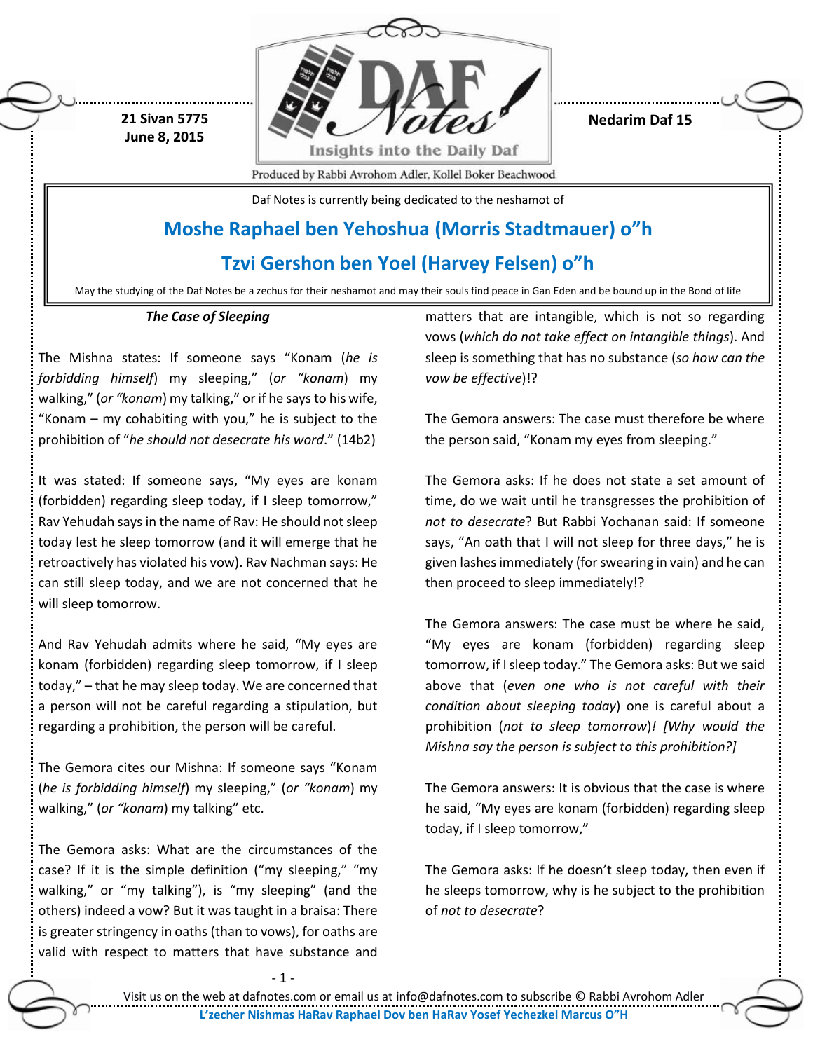21 Sivan 5775
June 8, 2015

Nedarim Daf 15

Daf Notes is currently being dedicated to the neshamot of

## Moshe Raphael ben Yehoshua (Morris Stadtmauer) o"h

## Tzvi Gershon ben Yoel (Harvey Felsen) o"h

May the studying of the Daf Notes be a zechus for their neshamot and may their souls find peace in Gan Eden and be bound up in the Bond of life

### *The Case of Sleeping*

The Mishna states: If someone says "Konam (*he is forbidding himself*) my sleeping," (*or "konam*) my walking," (*or "konam*) my talking," or if he says to his wife, "Konam – my cohabiting with you," he is subject to the prohibition of "*he should not desecrate his word*." (14b2)

It was stated: If someone says, "My eyes are konam (forbidden) regarding sleep today, if I sleep tomorrow," Rav Yehudah says in the name of Rav: He should not sleep today lest he sleep tomorrow (and it will emerge that he retroactively has violated his vow). Rav Nachman says: He can still sleep today, and we are not concerned that he will sleep tomorrow.

And Rav Yehudah admits where he said, "My eyes are konam (forbidden) regarding sleep tomorrow, if I sleep today," – that he may sleep today. We are concerned that a person will not be careful regarding a stipulation, but regarding a prohibition, the person will be careful.

The Gemora cites our Mishna: If someone says "Konam (*he is forbidding himself*) my sleeping," (*or "konam*) my walking," (*or "konam*) my talking" etc.

The Gemora asks: What are the circumstances of the case? If it is the simple definition ("my sleeping," "my walking," or "my talking"), is "my sleeping" (and the others) indeed a vow? But it was taught in a braisa: There is greater stringency in oaths (than to vows), for oaths are valid with respect to matters that have substance and matters that are intangible, which is not so regarding vows (*which do not take effect on intangible things*). And sleep is something that has no substance (*so how can the vow be effective*)!?

The Gemora answers: The case must therefore be where the person said, "Konam my eyes from sleeping."

The Gemora asks: If he does not state a set amount of time, do we wait until he transgresses the prohibition of *not to desecrate*? But Rabbi Yochanan said: If someone says, "An oath that I will not sleep for three days," he is given lashes immediately (for swearing in vain) and he can then proceed to sleep immediately!?

The Gemora answers: The case must be where he said, "My eyes are konam (forbidden) regarding sleep tomorrow, if I sleep today." The Gemora asks: But we said above that (*even one who is not careful with their condition about sleeping today*) one is careful about a prohibition (*not to sleep tomorrow*)! *[Why would the Mishna say the person is subject to this prohibition?]*

The Gemora answers: It is obvious that the case is where he said, "My eyes are konam (forbidden) regarding sleep today, if I sleep tomorrow,"

The Gemora asks: If he doesn't sleep today, then even if he sleeps tomorrow, why is he subject to the prohibition of *not to desecrate*?

Visit us on the web at dafnotes.com or email us at info@dafnotes.com to subscribe © Rabbi Avrohom Adler

**L'zecher Nishmas HaRav Raphael Dov ben HaRav Yosef Yechezkel Marcus O"H**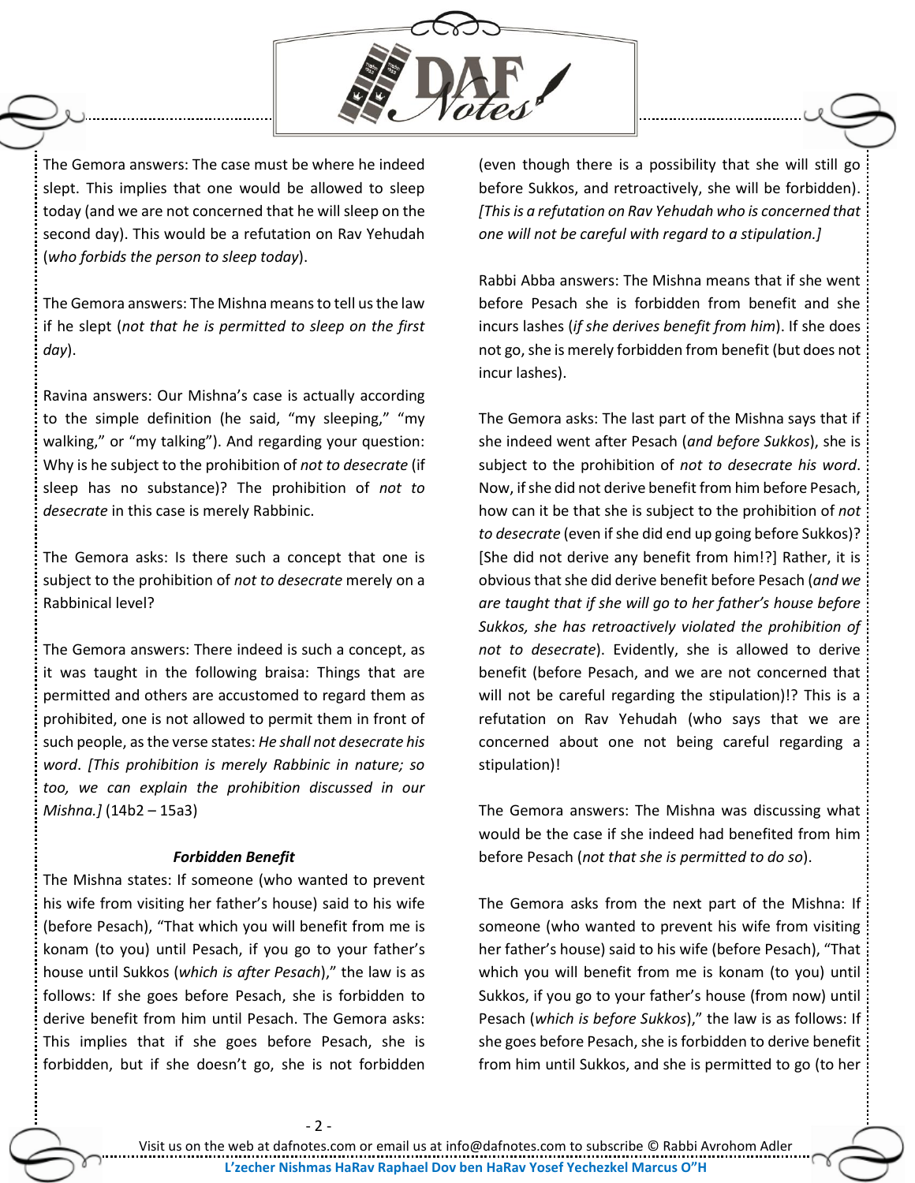The Gemora answers: The case must be where he indeed slept. This implies that one would be allowed to sleep today (and we are not concerned that he will sleep on the second day). This would be a refutation on Rav Yehudah (*who forbids the person to sleep today*).

The Gemora answers: The Mishna means to tell us the law if he slept (*not that he is permitted to sleep on the first day*).

Ravina answers: Our Mishna's case is actually according to the simple definition (he said, "my sleeping," "my walking," or "my talking"). And regarding your question: Why is he subject to the prohibition of *not to desecrate* (if sleep has no substance)? The prohibition of *not to desecrate* in this case is merely Rabbinic.

The Gemora asks: Is there such a concept that one is subject to the prohibition of *not to desecrate* merely on a Rabbinical level?

The Gemora answers: There indeed is such a concept, as it was taught in the following braisa: Things that are permitted and others are accustomed to regard them as prohibited, one is not allowed to permit them in front of such people, as the verse states: *He shall not desecrate his word*. *[This prohibition is merely Rabbinic in nature; so too, we can explain the prohibition discussed in our Mishna.]* (14b2 – 15a3)

### *Forbidden Benefit*

The Mishna states: If someone (who wanted to prevent his wife from visiting her father's house) said to his wife (before Pesach), "That which you will benefit from me is konam (to you) until Pesach, if you go to your father's house until Sukkos (*which is after Pesach*)," the law is as follows: If she goes before Pesach, she is forbidden to derive benefit from him until Pesach. The Gemora asks: This implies that if she goes before Pesach, she is forbidden, but if she doesn't go, she is not forbidden (even though there is a possibility that she will still go before Sukkos, and retroactively, she will be forbidden). *[This is a refutation on Rav Yehudah who is concerned that one will not be careful with regard to a stipulation.]*

Rabbi Abba answers: The Mishna means that if she went before Pesach she is forbidden from benefit and she incurs lashes (*if she derives benefit from him*). If she does not go, she is merely forbidden from benefit (but does not incur lashes).

The Gemora asks: The last part of the Mishna says that if she indeed went after Pesach (*and before Sukkos*), she is subject to the prohibition of *not to desecrate his word*. Now, if she did not derive benefit from him before Pesach, how can it be that she is subject to the prohibition of *not to desecrate* (even if she did end up going before Sukkos)? [She did not derive any benefit from him!?] Rather, it is obvious that she did derive benefit before Pesach (*and we are taught that if she will go to her father's house before Sukkos, she has retroactively violated the prohibition of not to desecrate*). Evidently, she is allowed to derive benefit (before Pesach, and we are not concerned that will not be careful regarding the stipulation)!? This is a refutation on Rav Yehudah (who says that we are concerned about one not being careful regarding a stipulation)!

The Gemora answers: The Mishna was discussing what would be the case if she indeed had benefited from him before Pesach (*not that she is permitted to do so*).

The Gemora asks from the next part of the Mishna: If someone (who wanted to prevent his wife from visiting her father's house) said to his wife (before Pesach), "That which you will benefit from me is konam (to you) until Sukkos, if you go to your father's house (from now) until Pesach (*which is before Sukkos*)," the law is as follows: If she goes before Pesach, she is forbidden to derive benefit from him until Sukkos, and she is permitted to go (to her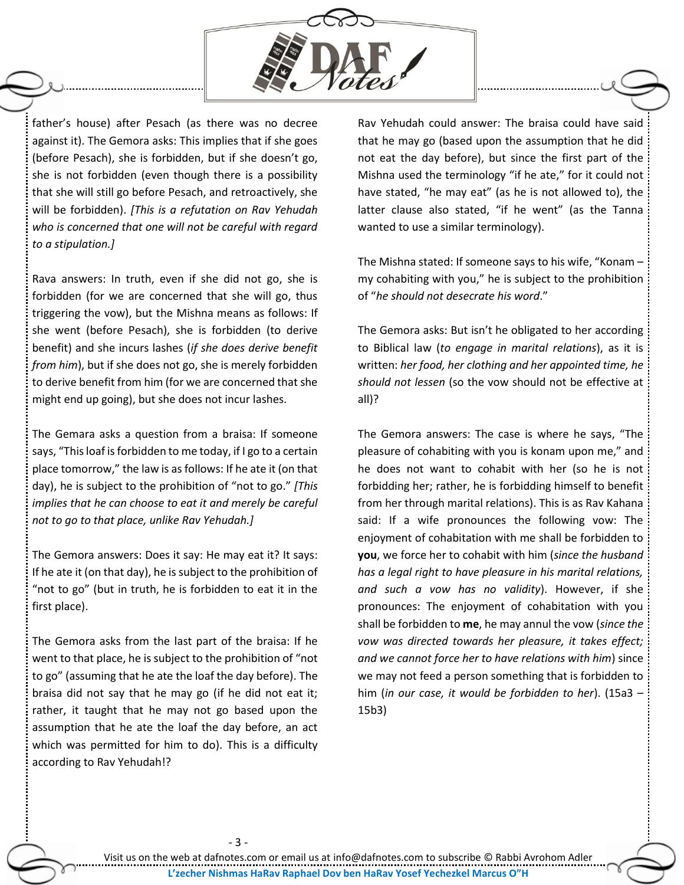father's house) after Pesach (as there was no decree against it). The Gemora asks: This implies that if she goes (before Pesach), she is forbidden, but if she doesn't go, she is not forbidden (even though there is a possibility that she will still go before Pesach, and retroactively, she will be forbidden). *[This is a refutation on Rav Yehudah who is concerned that one will not be careful with regard to a stipulation.]*

Rava answers: In truth, even if she did not go, she is forbidden (for we are concerned that she will go, thus triggering the vow), but the Mishna means as follows: If she went (before Pesach), she is forbidden (to derive benefit) and she incurs lashes (*if she does derive benefit from him*), but if she does not go, she is merely forbidden to derive benefit from him (for we are concerned that she might end up going), but she does not incur lashes.

The Gemara asks a question from a braisa: If someone says, "This loaf is forbidden to me today, if I go to a certain place tomorrow," the law is as follows: If he ate it (on that day), he is subject to the prohibition of "not to go." *[This implies that he can choose to eat it and merely be careful not to go to that place, unlike Rav Yehudah.]*

The Gemora answers: Does it say: He may eat it? It says: If he ate it (on that day), he is subject to the prohibition of "not to go" (but in truth, he is forbidden to eat it in the first place).

The Gemora asks from the last part of the braisa: If he went to that place, he is subject to the prohibition of "not to go" (assuming that he ate the loaf the day before). The braisa did not say that he may go (if he did not eat it; rather, it taught that he may not go based upon the assumption that he ate the loaf the day before, an act which was permitted for him to do). This is a difficulty according to Rav Yehudah!?

Rav Yehudah could answer: The braisa could have said that he may go (based upon the assumption that he did not eat the day before), but since the first part of the Mishna used the terminology "if he ate," for it could not have stated, "he may eat" (as he is not allowed to), the latter clause also stated, "if he went" (as the Tanna wanted to use a similar terminology).

The Mishna stated: If someone says to his wife, "Konam – my cohabiting with you," he is subject to the prohibition of "*he should not desecrate his word*."

The Gemora asks: But isn't he obligated to her according to Biblical law (*to engage in marital relations*), as it is written: *her food, her clothing and her appointed time, he should not lessen* (so the vow should not be effective at all)?

The Gemora answers: The case is where he says, "The pleasure of cohabiting with you is konam upon me," and he does not want to cohabit with her (so he is not forbidding her; rather, he is forbidding himself to benefit from her through marital relations). This is as Rav Kahana said: If a wife pronounces the following vow: The enjoyment of cohabitation with me shall be forbidden to **you**, we force her to cohabit with him (*since the husband has a legal right to have pleasure in his marital relations, and such a vow has no validity*). However, if she pronounces: The enjoyment of cohabitation with you shall be forbidden to **me**, he may annul the vow (*since the vow was directed towards her pleasure, it takes effect; and we cannot force her to have relations with him*) since we may not feed a person something that is forbidden to him (*in our case, it would be forbidden to her*). (15a3 – 15b3)